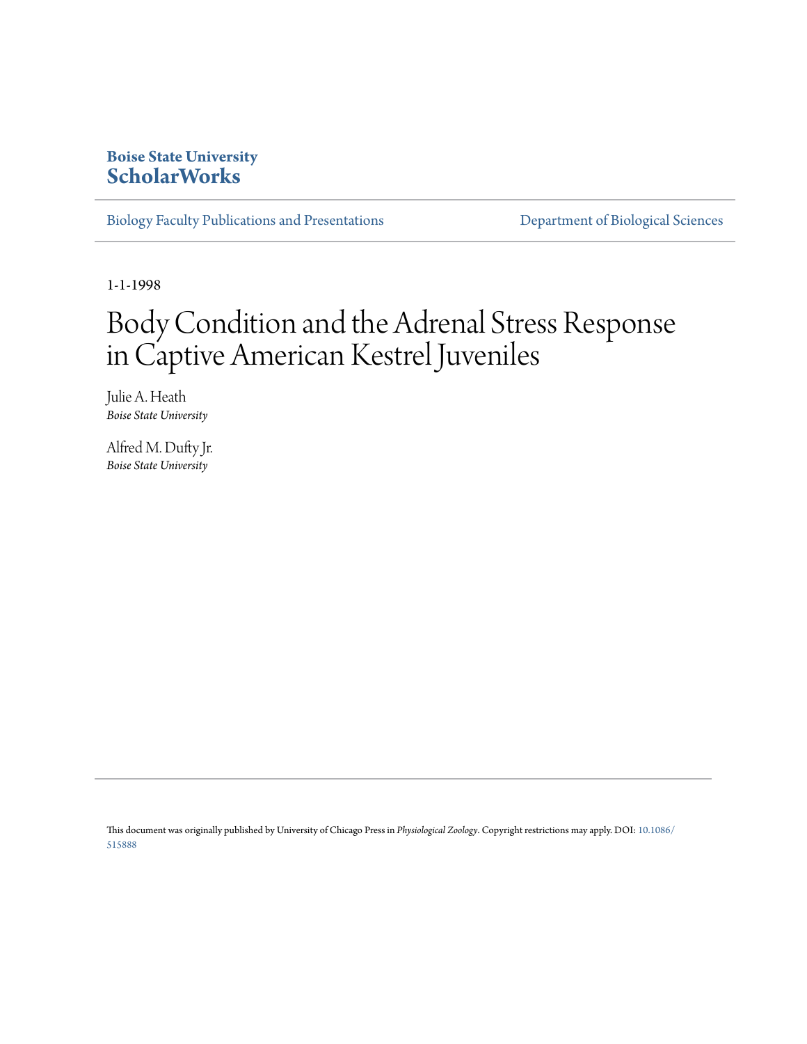**Boise State University**
**ScholarWorks**

Biology Faculty Publications and Presentations

Department of Biological Sciences

1-1-1998

# Body Condition and the Adrenal Stress Response in Captive American Kestrel Juveniles

Julie A. Heath
*Boise State University*

Alfred M. Dufty Jr.
*Boise State University*

This document was originally published by University of Chicago Press in *Physiological Zoology*. Copyright restrictions may apply. DOI: 10.1086/515888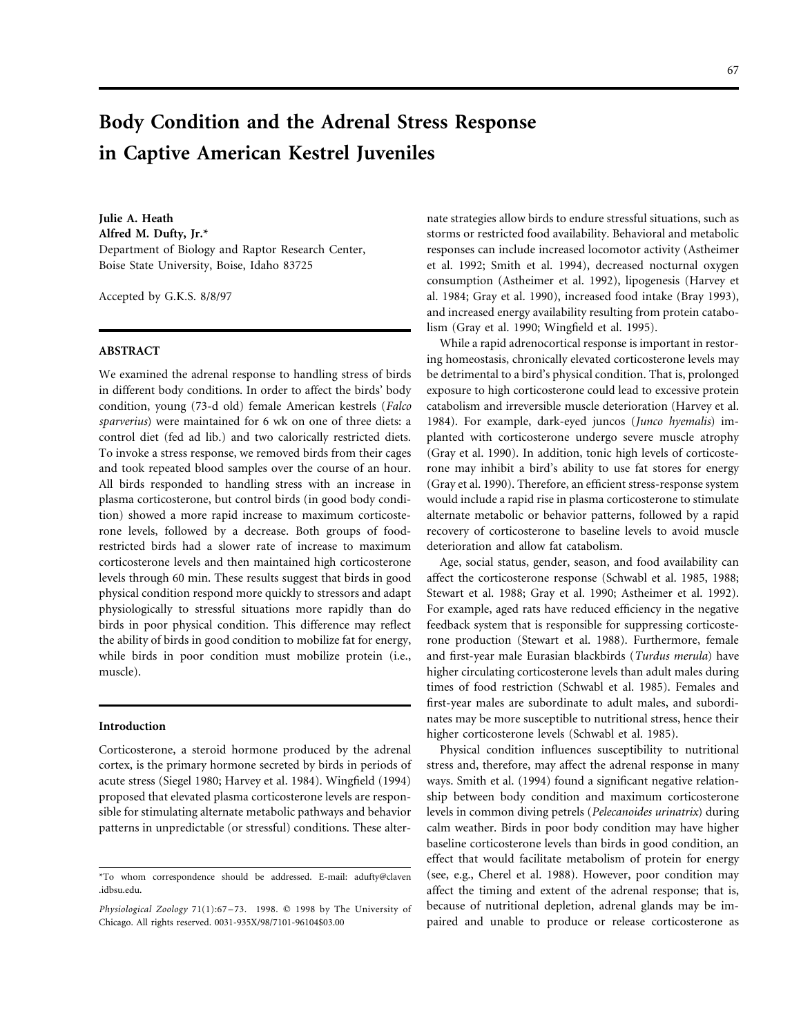# Body Condition and the Adrenal Stress Response in Captive American Kestrel Juveniles

**Julie A. Heath**
**Alfred M. Dufty, Jr.***
Department of Biology and Raptor Research Center, Boise State University, Boise, Idaho 83725

Accepted by G.K.S. 8/8/97

## ABSTRACT

We examined the adrenal response to handling stress of birds in different body conditions. In order to affect the birds' body condition, young (73-d old) female American kestrels (*Falco sparverius*) were maintained for 6 wk on one of three diets: a control diet (fed ad lib.) and two calorically restricted diets. To invoke a stress response, we removed birds from their cages and took repeated blood samples over the course of an hour. All birds responded to handling stress with an increase in plasma corticosterone, but control birds (in good body condition) showed a more rapid increase to maximum corticosterone levels, followed by a decrease. Both groups of food-restricted birds had a slower rate of increase to maximum corticosterone levels and then maintained high corticosterone levels through 60 min. These results suggest that birds in good physical condition respond more quickly to stressors and adapt physiologically to stressful situations more rapidly than do birds in poor physical condition. This difference may reflect the ability of birds in good condition to mobilize fat for energy, while birds in poor condition must mobilize protein (i.e., muscle).

## Introduction

Corticosterone, a steroid hormone produced by the adrenal cortex, is the primary hormone secreted by birds in periods of acute stress (Siegel 1980; Harvey et al. 1984). Wingfield (1994) proposed that elevated plasma corticosterone levels are responsible for stimulating alternate metabolic pathways and behavior patterns in unpredictable (or stressful) conditions. These alternate strategies allow birds to endure stressful situations, such as storms or restricted food availability. Behavioral and metabolic responses can include increased locomotor activity (Astheimer et al. 1992; Smith et al. 1994), decreased nocturnal oxygen consumption (Astheimer et al. 1992), lipogenesis (Harvey et al. 1984; Gray et al. 1990), increased food intake (Bray 1993), and increased energy availability resulting from protein catabolism (Gray et al. 1990; Wingfield et al. 1995).

While a rapid adrenocortical response is important in restoring homeostasis, chronically elevated corticosterone levels may be detrimental to a bird's physical condition. That is, prolonged exposure to high corticosterone could lead to excessive protein catabolism and irreversible muscle deterioration (Harvey et al. 1984). For example, dark-eyed juncos (*Junco hyemalis*) implanted with corticosterone undergo severe muscle atrophy (Gray et al. 1990). In addition, tonic high levels of corticosterone may inhibit a bird's ability to use fat stores for energy (Gray et al. 1990). Therefore, an efficient stress-response system would include a rapid rise in plasma corticosterone to stimulate alternate metabolic or behavior patterns, followed by a rapid recovery of corticosterone to baseline levels to avoid muscle deterioration and allow fat catabolism.

Age, social status, gender, season, and food availability can affect the corticosterone response (Schwabl et al. 1985, 1988; Stewart et al. 1988; Gray et al. 1990; Astheimer et al. 1992). For example, aged rats have reduced efficiency in the negative feedback system that is responsible for suppressing corticosterone production (Stewart et al. 1988). Furthermore, female and first-year male Eurasian blackbirds (*Turdus merula*) have higher circulating corticosterone levels than adult males during times of food restriction (Schwabl et al. 1985). Females and first-year males are subordinate to adult males, and subordinates may be more susceptible to nutritional stress, hence their higher corticosterone levels (Schwabl et al. 1985).

Physical condition influences susceptibility to nutritional stress and, therefore, may affect the adrenal response in many ways. Smith et al. (1994) found a significant negative relationship between body condition and maximum corticosterone levels in common diving petrels (*Pelecanoides urinatrix*) during calm weather. Birds in poor body condition may have higher baseline corticosterone levels than birds in good condition, an effect that would facilitate metabolism of protein for energy (see, e.g., Cherel et al. 1988). However, poor condition may affect the timing and extent of the adrenal response; that is, because of nutritional depletion, adrenal glands may be impaired and unable to produce or release corticosterone as

*To whom correspondence should be addressed. E-mail: adufty@claven.idbsu.edu.

*Physiological Zoology* 71(1):67–73. 1998. © 1998 by The University of Chicago. All rights reserved. 0031-935X/98/7101-96104$03.00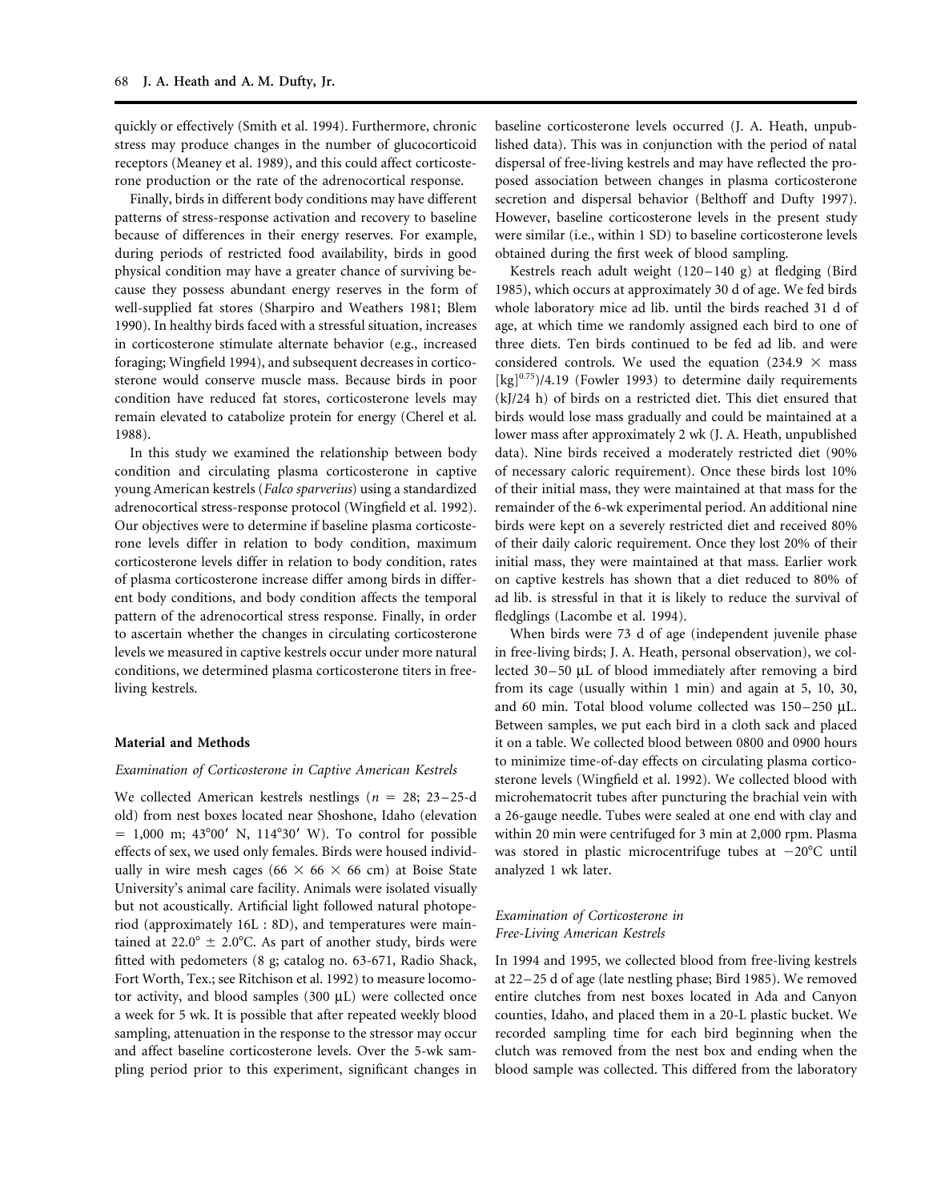quickly or effectively (Smith et al. 1994). Furthermore, chronic stress may produce changes in the number of glucocorticoid receptors (Meaney et al. 1989), and this could affect corticosterone production or the rate of the adrenocortical response.

Finally, birds in different body conditions may have different patterns of stress-response activation and recovery to baseline because of differences in their energy reserves. For example, during periods of restricted food availability, birds in good physical condition may have a greater chance of surviving because they possess abundant energy reserves in the form of well-supplied fat stores (Sharpiro and Weathers 1981; Blem 1990). In healthy birds faced with a stressful situation, increases in corticosterone stimulate alternate behavior (e.g., increased foraging; Wingfield 1994), and subsequent decreases in corticosterone would conserve muscle mass. Because birds in poor condition have reduced fat stores, corticosterone levels may remain elevated to catabolize protein for energy (Cherel et al. 1988).

In this study we examined the relationship between body condition and circulating plasma corticosterone in captive young American kestrels (*Falco sparverius*) using a standardized adrenocortical stress-response protocol (Wingfield et al. 1992). Our objectives were to determine if baseline plasma corticosterone levels differ in relation to body condition, maximum corticosterone levels differ in relation to body condition, rates of plasma corticosterone increase differ among birds in different body conditions, and body condition affects the temporal pattern of the adrenocortical stress response. Finally, in order to ascertain whether the changes in circulating corticosterone levels we measured in captive kestrels occur under more natural conditions, we determined plasma corticosterone titers in free-living kestrels.

## Material and Methods

### *Examination of Corticosterone in Captive American Kestrels*

We collected American kestrels nestlings ($n = 28$; 23–25-d old) from nest boxes located near Shoshone, Idaho (elevation = 1,000 m; 43°00′ N, 114°30′ W). To control for possible effects of sex, we used only females. Birds were housed individually in wire mesh cages (66 × 66 × 66 cm) at Boise State University's animal care facility. Animals were isolated visually but not acoustically. Artificial light followed natural photoperiod (approximately 16L : 8D), and temperatures were maintained at 22.0° ± 2.0°C. As part of another study, birds were fitted with pedometers (8 g; catalog no. 63-671, Radio Shack, Fort Worth, Tex.; see Ritchison et al. 1992) to measure locomotor activity, and blood samples (300 μL) were collected once a week for 5 wk. It is possible that after repeated weekly blood sampling, attenuation in the response to the stressor may occur and affect baseline corticosterone levels. Over the 5-wk sampling period prior to this experiment, significant changes in baseline corticosterone levels occurred (J. A. Heath, unpublished data). This was in conjunction with the period of natal dispersal of free-living kestrels and may have reflected the proposed association between changes in plasma corticosterone secretion and dispersal behavior (Belthoff and Dufty 1997). However, baseline corticosterone levels in the present study were similar (i.e., within 1 SD) to baseline corticosterone levels obtained during the first week of blood sampling.

Kestrels reach adult weight (120–140 g) at fledging (Bird 1985), which occurs at approximately 30 d of age. We fed birds whole laboratory mice ad lib. until the birds reached 31 d of age, at which time we randomly assigned each bird to one of three diets. Ten birds continued to be fed ad lib. and were considered controls. We used the equation $(234.9 \times \text{mass}\ [\text{kg}]^{0.75})/4.19$ (Fowler 1993) to determine daily requirements (kJ/24 h) of birds on a restricted diet. This diet ensured that birds would lose mass gradually and could be maintained at a lower mass after approximately 2 wk (J. A. Heath, unpublished data). Nine birds received a moderately restricted diet (90% of necessary caloric requirement). Once these birds lost 10% of their initial mass, they were maintained at that mass for the remainder of the 6-wk experimental period. An additional nine birds were kept on a severely restricted diet and received 80% of their daily caloric requirement. Once they lost 20% of their initial mass, they were maintained at that mass. Earlier work on captive kestrels has shown that a diet reduced to 80% of ad lib. is stressful in that it is likely to reduce the survival of fledglings (Lacombe et al. 1994).

When birds were 73 d of age (independent juvenile phase in free-living birds; J. A. Heath, personal observation), we collected 30–50 μL of blood immediately after removing a bird from its cage (usually within 1 min) and again at 5, 10, 30, and 60 min. Total blood volume collected was 150–250 μL. Between samples, we put each bird in a cloth sack and placed it on a table. We collected blood between 0800 and 0900 hours to minimize time-of-day effects on circulating plasma corticosterone levels (Wingfield et al. 1992). We collected blood with microhematocrit tubes after puncturing the brachial vein with a 26-gauge needle. Tubes were sealed at one end with clay and within 20 min were centrifuged for 3 min at 2,000 rpm. Plasma was stored in plastic microcentrifuge tubes at −20°C until analyzed 1 wk later.

### *Examination of Corticosterone in Free-Living American Kestrels*

In 1994 and 1995, we collected blood from free-living kestrels at 22–25 d of age (late nestling phase; Bird 1985). We removed entire clutches from nest boxes located in Ada and Canyon counties, Idaho, and placed them in a 20-L plastic bucket. We recorded sampling time for each bird beginning when the clutch was removed from the nest box and ending when the blood sample was collected. This differed from the laboratory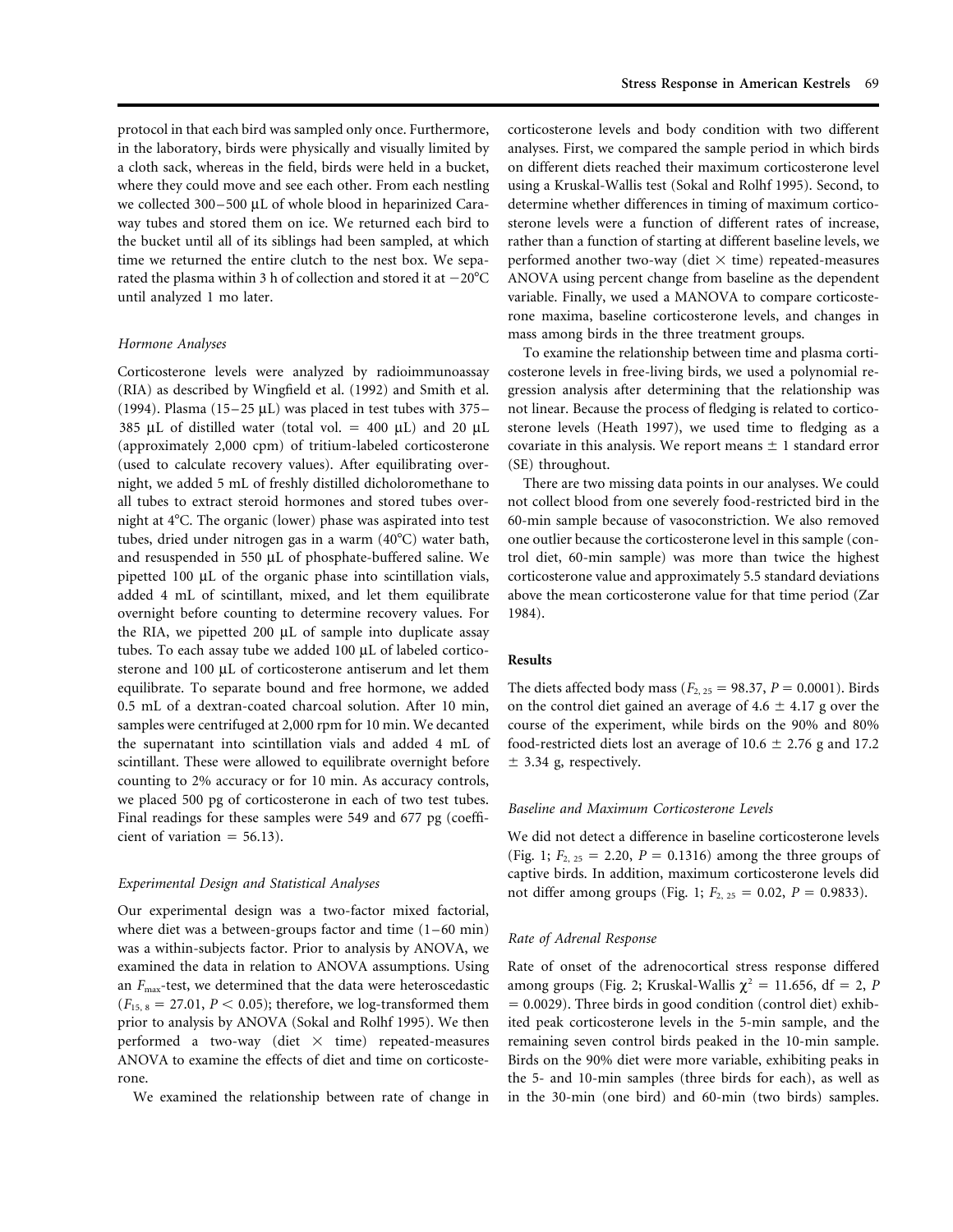protocol in that each bird was sampled only once. Furthermore, in the laboratory, birds were physically and visually limited by a cloth sack, whereas in the field, birds were held in a bucket, where they could move and see each other. From each nestling we collected 300–500 μL of whole blood in heparinized Caraway tubes and stored them on ice. We returned each bird to the bucket until all of its siblings had been sampled, at which time we returned the entire clutch to the nest box. We separated the plasma within 3 h of collection and stored it at −20°C until analyzed 1 mo later.

### *Hormone Analyses*

Corticosterone levels were analyzed by radioimmunoassay (RIA) as described by Wingfield et al. (1992) and Smith et al. (1994). Plasma (15–25 μL) was placed in test tubes with 375–385 μL of distilled water (total vol. = 400 μL) and 20 μL (approximately 2,000 cpm) of tritium-labeled corticosterone (used to calculate recovery values). After equilibrating overnight, we added 5 mL of freshly distilled dicholoromethane to all tubes to extract steroid hormones and stored tubes overnight at 4°C. The organic (lower) phase was aspirated into test tubes, dried under nitrogen gas in a warm (40°C) water bath, and resuspended in 550 μL of phosphate-buffered saline. We pipetted 100 μL of the organic phase into scintillation vials, added 4 mL of scintillant, mixed, and let them equilibrate overnight before counting to determine recovery values. For the RIA, we pipetted 200 μL of sample into duplicate assay tubes. To each assay tube we added 100 μL of labeled corticosterone and 100 μL of corticosterone antiserum and let them equilibrate. To separate bound and free hormone, we added 0.5 mL of a dextran-coated charcoal solution. After 10 min, samples were centrifuged at 2,000 rpm for 10 min. We decanted the supernatant into scintillation vials and added 4 mL of scintillant. These were allowed to equilibrate overnight before counting to 2% accuracy or for 10 min. As accuracy controls, we placed 500 pg of corticosterone in each of two test tubes. Final readings for these samples were 549 and 677 pg (coefficient of variation = 56.13).

### *Experimental Design and Statistical Analyses*

Our experimental design was a two-factor mixed factorial, where diet was a between-groups factor and time (1–60 min) was a within-subjects factor. Prior to analysis by ANOVA, we examined the data in relation to ANOVA assumptions. Using an $F_{max}$-test, we determined that the data were heteroscedastic ($F_{15, 8} = 27.01$, $P < 0.05$); therefore, we log-transformed them prior to analysis by ANOVA (Sokal and Rolhf 1995). We then performed a two-way (diet × time) repeated-measures ANOVA to examine the effects of diet and time on corticosterone.

We examined the relationship between rate of change in corticosterone levels and body condition with two different analyses. First, we compared the sample period in which birds on different diets reached their maximum corticosterone level using a Kruskal-Wallis test (Sokal and Rolhf 1995). Second, to determine whether differences in timing of maximum corticosterone levels were a function of different rates of increase, rather than a function of starting at different baseline levels, we performed another two-way (diet × time) repeated-measures ANOVA using percent change from baseline as the dependent variable. Finally, we used a MANOVA to compare corticosterone maxima, baseline corticosterone levels, and changes in mass among birds in the three treatment groups.

To examine the relationship between time and plasma corticosterone levels in free-living birds, we used a polynomial regression analysis after determining that the relationship was not linear. Because the process of fledging is related to corticosterone levels (Heath 1997), we used time to fledging as a covariate in this analysis. We report means ± 1 standard error (SE) throughout.

There are two missing data points in our analyses. We could not collect blood from one severely food-restricted bird in the 60-min sample because of vasoconstriction. We also removed one outlier because the corticosterone level in this sample (control diet, 60-min sample) was more than twice the highest corticosterone value and approximately 5.5 standard deviations above the mean corticosterone value for that time period (Zar 1984).

## Results

The diets affected body mass ($F_{2, 25} = 98.37$, $P = 0.0001$). Birds on the control diet gained an average of 4.6 ± 4.17 g over the course of the experiment, while birds on the 90% and 80% food-restricted diets lost an average of 10.6 ± 2.76 g and 17.2 ± 3.34 g, respectively.

### *Baseline and Maximum Corticosterone Levels*

We did not detect a difference in baseline corticosterone levels (Fig. 1; $F_{2, 25} = 2.20$, $P = 0.1316$) among the three groups of captive birds. In addition, maximum corticosterone levels did not differ among groups (Fig. 1; $F_{2, 25} = 0.02$, $P = 0.9833$).

### *Rate of Adrenal Response*

Rate of onset of the adrenocortical stress response differed among groups (Fig. 2; Kruskal-Wallis $\chi^2 = 11.656$, df = 2, $P = 0.0029$). Three birds in good condition (control diet) exhibited peak corticosterone levels in the 5-min sample, and the remaining seven control birds peaked in the 10-min sample. Birds on the 90% diet were more variable, exhibiting peaks in the 5- and 10-min samples (three birds for each), as well as in the 30-min (one bird) and 60-min (two birds) samples.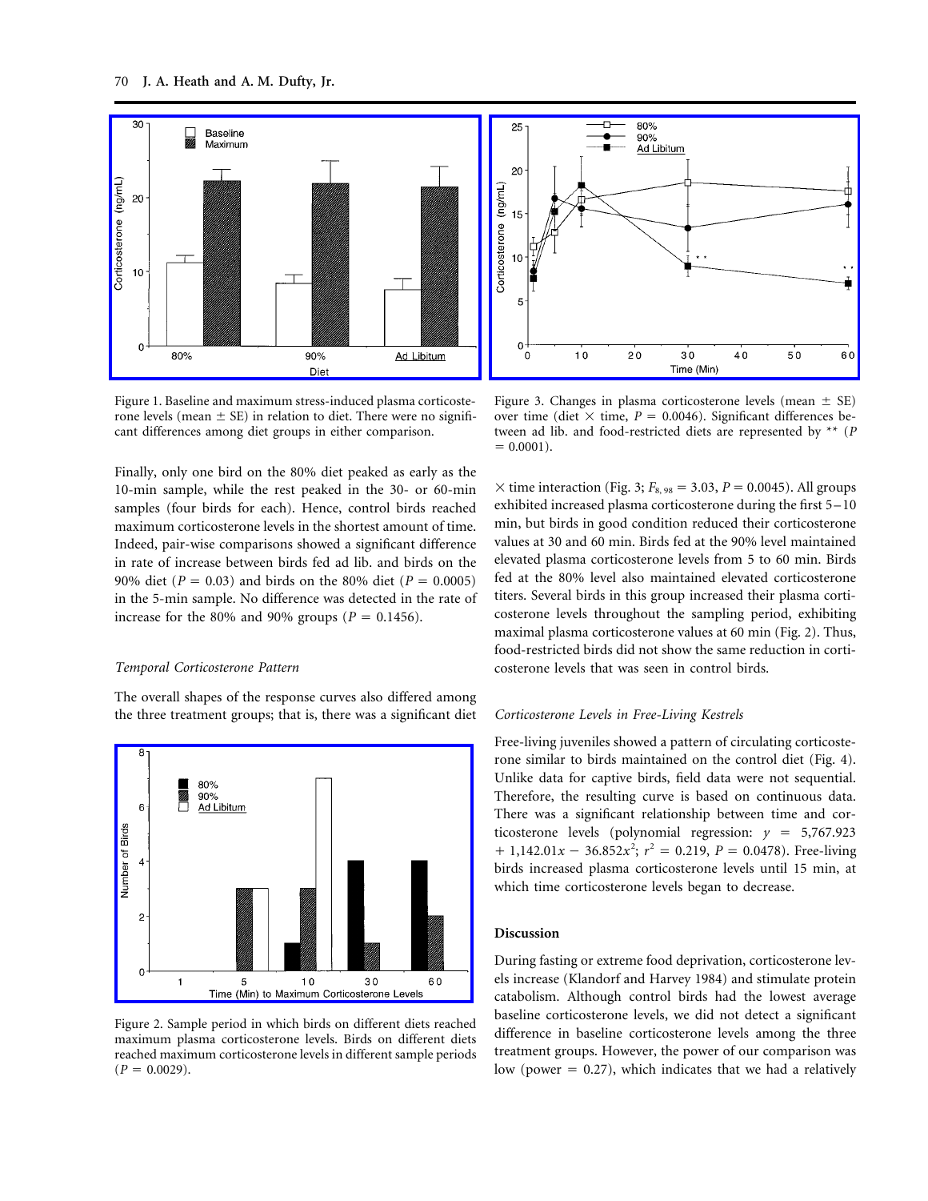Figure 1. Baseline and maximum stress-induced plasma corticosterone levels (mean ± SE) in relation to diet. There were no significant differences among diet groups in either comparison.

Figure 3. Changes in plasma corticosterone levels (mean ± SE) over time (diet × time, $P = 0.0046$). Significant differences between ad lib. and food-restricted diets are represented by ** ($P = 0.0001$).

Finally, only one bird on the 80% diet peaked as early as the 10-min sample, while the rest peaked in the 30- or 60-min samples (four birds for each). Hence, control birds reached maximum corticosterone levels in the shortest amount of time. Indeed, pair-wise comparisons showed a significant difference in rate of increase between birds fed ad lib. and birds on the 90% diet ($P = 0.03$) and birds on the 80% diet ($P = 0.0005$) in the 5-min sample. No difference was detected in the rate of increase for the 80% and 90% groups ($P = 0.1456$).

### *Temporal Corticosterone Pattern*

The overall shapes of the response curves also differed among the three treatment groups; that is, there was a significant diet × time interaction (Fig. 3; $F_{8, 98} = 3.03$, $P = 0.0045$). All groups exhibited increased plasma corticosterone during the first 5–10 min, but birds in good condition reduced their corticosterone values at 30 and 60 min. Birds fed at the 90% level maintained elevated plasma corticosterone levels from 5 to 60 min. Birds fed at the 80% level also maintained elevated corticosterone titers. Several birds in this group increased their plasma corticosterone levels throughout the sampling period, exhibiting maximal plasma corticosterone values at 60 min (Fig. 2). Thus, food-restricted birds did not show the same reduction in corticosterone levels that was seen in control birds.

Figure 2. Sample period in which birds on different diets reached maximum plasma corticosterone levels. Birds on different diets reached maximum corticosterone levels in different sample periods ($P = 0.0029$).

### *Corticosterone Levels in Free-Living Kestrels*

Free-living juveniles showed a pattern of circulating corticosterone similar to birds maintained on the control diet (Fig. 4). Unlike data for captive birds, field data were not sequential. Therefore, the resulting curve is based on continuous data. There was a significant relationship between time and corticosterone levels (polynomial regression: $y = 5{,}767.923 + 1{,}142.01x - 36.852x^2$; $r^2 = 0.219$, $P = 0.0478$). Free-living birds increased plasma corticosterone levels until 15 min, at which time corticosterone levels began to decrease.

## Discussion

During fasting or extreme food deprivation, corticosterone levels increase (Klandorf and Harvey 1984) and stimulate protein catabolism. Although control birds had the lowest average baseline corticosterone levels, we did not detect a significant difference in baseline corticosterone levels among the three treatment groups. However, the power of our comparison was low (power = 0.27), which indicates that we had a relatively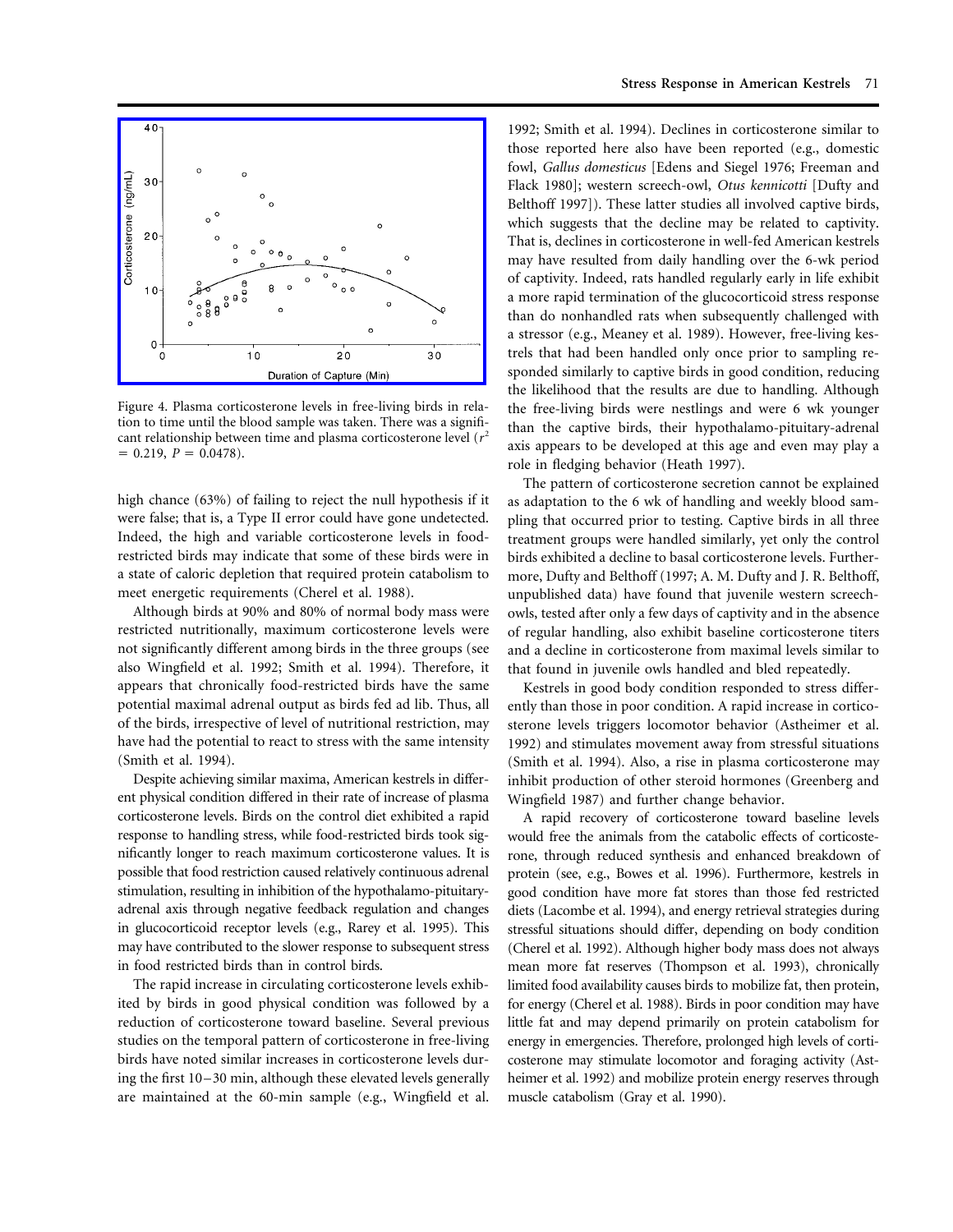Figure 4. Plasma corticosterone levels in free-living birds in relation to time until the blood sample was taken. There was a significant relationship between time and plasma corticosterone level ($r^2 = 0.219$, $P = 0.0478$).

high chance (63%) of failing to reject the null hypothesis if it were false; that is, a Type II error could have gone undetected. Indeed, the high and variable corticosterone levels in food-restricted birds may indicate that some of these birds were in a state of caloric depletion that required protein catabolism to meet energetic requirements (Cherel et al. 1988).

Although birds at 90% and 80% of normal body mass were restricted nutritionally, maximum corticosterone levels were not significantly different among birds in the three groups (see also Wingfield et al. 1992; Smith et al. 1994). Therefore, it appears that chronically food-restricted birds have the same potential maximal adrenal output as birds fed ad lib. Thus, all of the birds, irrespective of level of nutritional restriction, may have had the potential to react to stress with the same intensity (Smith et al. 1994).

Despite achieving similar maxima, American kestrels in different physical condition differed in their rate of increase of plasma corticosterone levels. Birds on the control diet exhibited a rapid response to handling stress, while food-restricted birds took significantly longer to reach maximum corticosterone values. It is possible that food restriction caused relatively continuous adrenal stimulation, resulting in inhibition of the hypothalamo-pituitary-adrenal axis through negative feedback regulation and changes in glucocorticoid receptor levels (e.g., Rarey et al. 1995). This may have contributed to the slower response to subsequent stress in food restricted birds than in control birds.

The rapid increase in circulating corticosterone levels exhibited by birds in good physical condition was followed by a reduction of corticosterone toward baseline. Several previous studies on the temporal pattern of corticosterone in free-living birds have noted similar increases in corticosterone levels during the first 10–30 min, although these elevated levels generally are maintained at the 60-min sample (e.g., Wingfield et al. 1992; Smith et al. 1994). Declines in corticosterone similar to those reported here also have been reported (e.g., domestic fowl, *Gallus domesticus* [Edens and Siegel 1976; Freeman and Flack 1980]; western screech-owl, *Otus kennicotti* [Dufty and Belthoff 1997]). These latter studies all involved captive birds, which suggests that the decline may be related to captivity. That is, declines in corticosterone in well-fed American kestrels may have resulted from daily handling over the 6-wk period of captivity. Indeed, rats handled regularly early in life exhibit a more rapid termination of the glucocorticoid stress response than do nonhandled rats when subsequently challenged with a stressor (e.g., Meaney et al. 1989). However, free-living kestrels that had been handled only once prior to sampling responded similarly to captive birds in good condition, reducing the likelihood that the results are due to handling. Although the free-living birds were nestlings and were 6 wk younger than the captive birds, their hypothalamo-pituitary-adrenal axis appears to be developed at this age and even may play a role in fledging behavior (Heath 1997).

The pattern of corticosterone secretion cannot be explained as adaptation to the 6 wk of handling and weekly blood sampling that occurred prior to testing. Captive birds in all three treatment groups were handled similarly, yet only the control birds exhibited a decline to basal corticosterone levels. Furthermore, Dufty and Belthoff (1997; A. M. Dufty and J. R. Belthoff, unpublished data) have found that juvenile western screech-owls, tested after only a few days of captivity and in the absence of regular handling, also exhibit baseline corticosterone titers and a decline in corticosterone from maximal levels similar to that found in juvenile owls handled and bled repeatedly.

Kestrels in good body condition responded to stress differently than those in poor condition. A rapid increase in corticosterone levels triggers locomotor behavior (Astheimer et al. 1992) and stimulates movement away from stressful situations (Smith et al. 1994). Also, a rise in plasma corticosterone may inhibit production of other steroid hormones (Greenberg and Wingfield 1987) and further change behavior.

A rapid recovery of corticosterone toward baseline levels would free the animals from the catabolic effects of corticosterone, through reduced synthesis and enhanced breakdown of protein (see, e.g., Bowes et al. 1996). Furthermore, kestrels in good condition have more fat stores than those fed restricted diets (Lacombe et al. 1994), and energy retrieval strategies during stressful situations should differ, depending on body condition (Cherel et al. 1992). Although higher body mass does not always mean more fat reserves (Thompson et al. 1993), chronically limited food availability causes birds to mobilize fat, then protein, for energy (Cherel et al. 1988). Birds in poor condition may have little fat and may depend primarily on protein catabolism for energy in emergencies. Therefore, prolonged high levels of corticosterone may stimulate locomotor and foraging activity (Astheimer et al. 1992) and mobilize protein energy reserves through muscle catabolism (Gray et al. 1990).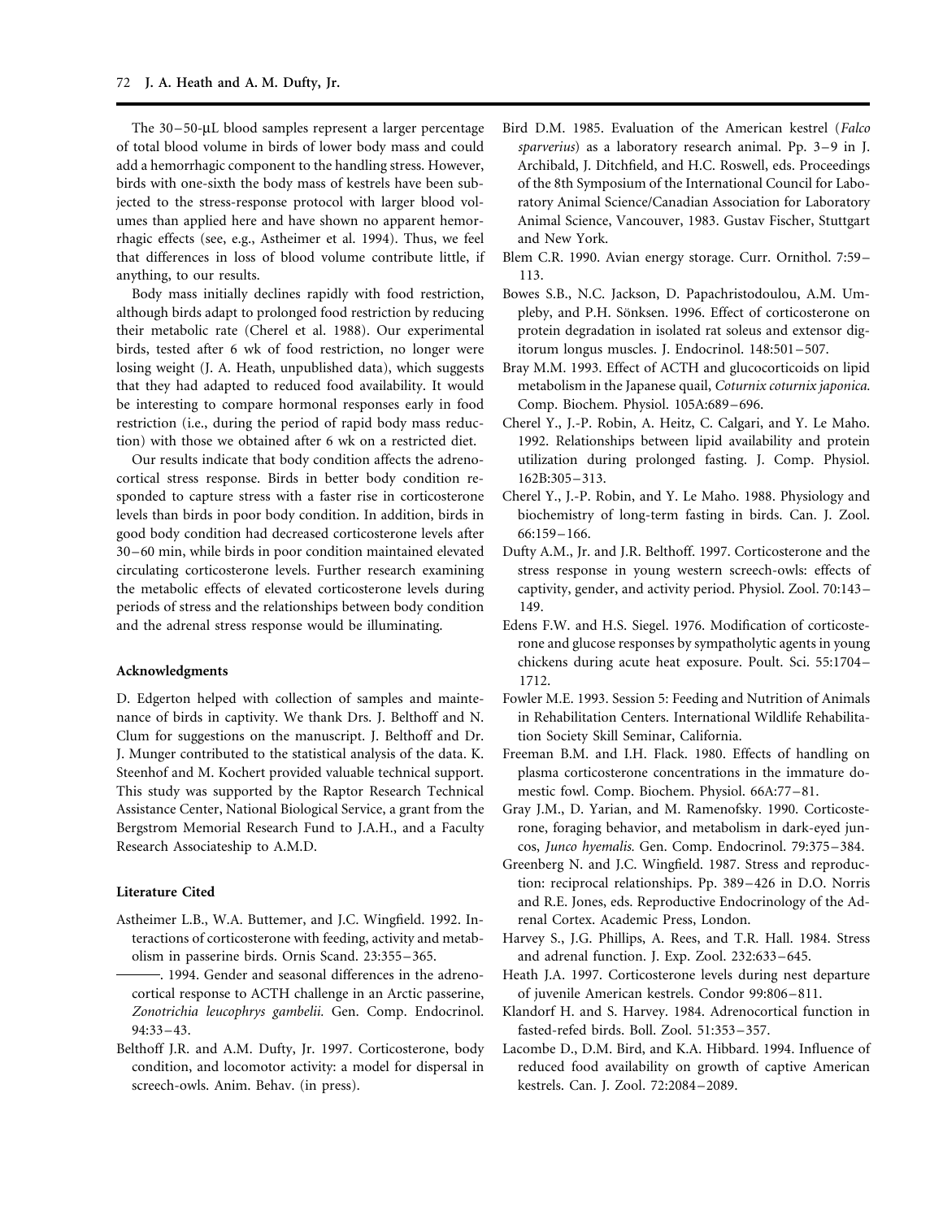The 30–50-μL blood samples represent a larger percentage of total blood volume in birds of lower body mass and could add a hemorrhagic component to the handling stress. However, birds with one-sixth the body mass of kestrels have been subjected to the stress-response protocol with larger blood volumes than applied here and have shown no apparent hemorrhagic effects (see, e.g., Astheimer et al. 1994). Thus, we feel that differences in loss of blood volume contribute little, if anything, to our results.

Body mass initially declines rapidly with food restriction, although birds adapt to prolonged food restriction by reducing their metabolic rate (Cherel et al. 1988). Our experimental birds, tested after 6 wk of food restriction, no longer were losing weight (J. A. Heath, unpublished data), which suggests that they had adapted to reduced food availability. It would be interesting to compare hormonal responses early in food restriction (i.e., during the period of rapid body mass reduction) with those we obtained after 6 wk on a restricted diet.

Our results indicate that body condition affects the adrenocortical stress response. Birds in better body condition responded to capture stress with a faster rise in corticosterone levels than birds in poor body condition. In addition, birds in good body condition had decreased corticosterone levels after 30–60 min, while birds in poor condition maintained elevated circulating corticosterone levels. Further research examining the metabolic effects of elevated corticosterone levels during periods of stress and the relationships between body condition and the adrenal stress response would be illuminating.

#### Acknowledgments

D. Edgerton helped with collection of samples and maintenance of birds in captivity. We thank Drs. J. Belthoff and N. Clum for suggestions on the manuscript. J. Belthoff and Dr. J. Munger contributed to the statistical analysis of the data. K. Steenhof and M. Kochert provided valuable technical support. This study was supported by the Raptor Research Technical Assistance Center, National Biological Service, a grant from the Bergstrom Memorial Research Fund to J.A.H., and a Faculty Research Associateship to A.M.D.

#### Literature Cited

Astheimer L.B., W.A. Buttemer, and J.C. Wingfield. 1992. Interactions of corticosterone with feeding, activity and metabolism in passerine birds. Ornis Scand. 23:355–365.

———. 1994. Gender and seasonal differences in the adrenocortical response to ACTH challenge in an Arctic passerine, *Zonotrichia leucophrys gambelii.* Gen. Comp. Endocrinol. 94:33–43.

Belthoff J.R. and A.M. Dufty, Jr. 1997. Corticosterone, body condition, and locomotor activity: a model for dispersal in screech-owls. Anim. Behav. (in press).

Bird D.M. 1985. Evaluation of the American kestrel (*Falco sparverius*) as a laboratory research animal. Pp. 3–9 in J. Archibald, J. Ditchfield, and H.C. Roswell, eds. Proceedings of the 8th Symposium of the International Council for Laboratory Animal Science/Canadian Association for Laboratory Animal Science, Vancouver, 1983. Gustav Fischer, Stuttgart and New York.

Blem C.R. 1990. Avian energy storage. Curr. Ornithol. 7:59–113.

Bowes S.B., N.C. Jackson, D. Papachristodoulou, A.M. Umpleby, and P.H. Sönksen. 1996. Effect of corticosterone on protein degradation in isolated rat soleus and extensor digitorum longus muscles. J. Endocrinol. 148:501–507.

Bray M.M. 1993. Effect of ACTH and glucocorticoids on lipid metabolism in the Japanese quail, *Coturnix coturnix japonica.* Comp. Biochem. Physiol. 105A:689–696.

Cherel Y., J.-P. Robin, A. Heitz, C. Calgari, and Y. Le Maho. 1992. Relationships between lipid availability and protein utilization during prolonged fasting. J. Comp. Physiol. 162B:305–313.

Cherel Y., J.-P. Robin, and Y. Le Maho. 1988. Physiology and biochemistry of long-term fasting in birds. Can. J. Zool. 66:159–166.

Dufty A.M., Jr. and J.R. Belthoff. 1997. Corticosterone and the stress response in young western screech-owls: effects of captivity, gender, and activity period. Physiol. Zool. 70:143–149.

Edens F.W. and H.S. Siegel. 1976. Modification of corticosterone and glucose responses by sympatholytic agents in young chickens during acute heat exposure. Poult. Sci. 55:1704–1712.

Fowler M.E. 1993. Session 5: Feeding and Nutrition of Animals in Rehabilitation Centers. International Wildlife Rehabilitation Society Skill Seminar, California.

Freeman B.M. and I.H. Flack. 1980. Effects of handling on plasma corticosterone concentrations in the immature domestic fowl. Comp. Biochem. Physiol. 66A:77–81.

Gray J.M., D. Yarian, and M. Ramenofsky. 1990. Corticosterone, foraging behavior, and metabolism in dark-eyed juncos, *Junco hyemalis.* Gen. Comp. Endocrinol. 79:375–384.

Greenberg N. and J.C. Wingfield. 1987. Stress and reproduction: reciprocal relationships. Pp. 389–426 in D.O. Norris and R.E. Jones, eds. Reproductive Endocrinology of the Adrenal Cortex. Academic Press, London.

Harvey S., J.G. Phillips, A. Rees, and T.R. Hall. 1984. Stress and adrenal function. J. Exp. Zool. 232:633–645.

Heath J.A. 1997. Corticosterone levels during nest departure of juvenile American kestrels. Condor 99:806–811.

Klandorf H. and S. Harvey. 1984. Adrenocortical function in fasted-refed birds. Boll. Zool. 51:353–357.

Lacombe D., D.M. Bird, and K.A. Hibbard. 1994. Influence of reduced food availability on growth of captive American kestrels. Can. J. Zool. 72:2084–2089.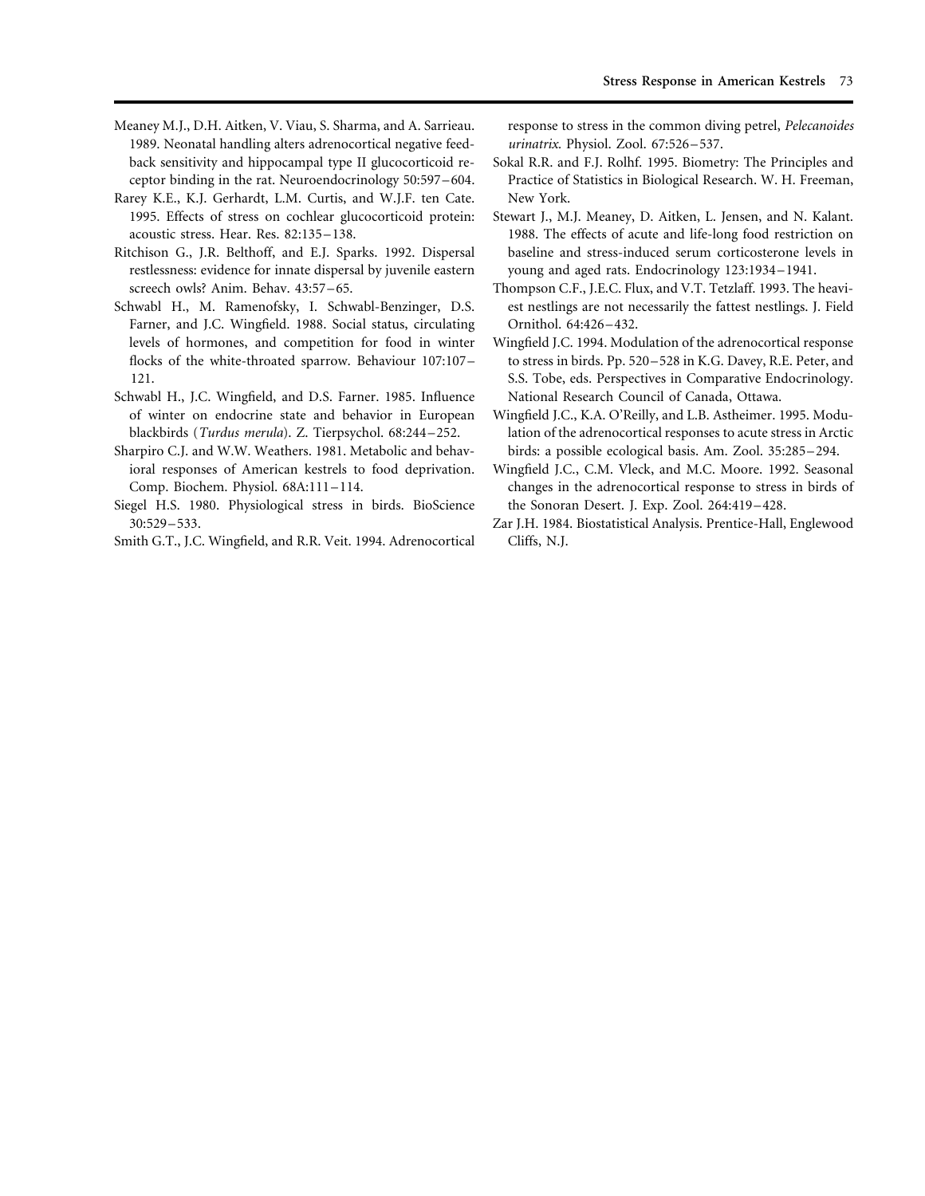Meaney M.J., D.H. Aitken, V. Viau, S. Sharma, and A. Sarrieau. 1989. Neonatal handling alters adrenocortical negative feedback sensitivity and hippocampal type II glucocorticoid receptor binding in the rat. Neuroendocrinology 50:597–604.

Rarey K.E., K.J. Gerhardt, L.M. Curtis, and W.J.F. ten Cate. 1995. Effects of stress on cochlear glucocorticoid protein: acoustic stress. Hear. Res. 82:135–138.

Ritchison G., J.R. Belthoff, and E.J. Sparks. 1992. Dispersal restlessness: evidence for innate dispersal by juvenile eastern screech owls? Anim. Behav. 43:57–65.

Schwabl H., M. Ramenofsky, I. Schwabl-Benzinger, D.S. Farner, and J.C. Wingfield. 1988. Social status, circulating levels of hormones, and competition for food in winter flocks of the white-throated sparrow. Behaviour 107:107–121.

Schwabl H., J.C. Wingfield, and D.S. Farner. 1985. Influence of winter on endocrine state and behavior in European blackbirds (*Turdus merula*). Z. Tierpsychol. 68:244–252.

Sharpiro C.J. and W.W. Weathers. 1981. Metabolic and behavioral responses of American kestrels to food deprivation. Comp. Biochem. Physiol. 68A:111–114.

Siegel H.S. 1980. Physiological stress in birds. BioScience 30:529–533.

Smith G.T., J.C. Wingfield, and R.R. Veit. 1994. Adrenocortical response to stress in the common diving petrel, *Pelecanoides urinatrix.* Physiol. Zool. 67:526–537.

Sokal R.R. and F.J. Rolhf. 1995. Biometry: The Principles and Practice of Statistics in Biological Research. W. H. Freeman, New York.

Stewart J., M.J. Meaney, D. Aitken, L. Jensen, and N. Kalant. 1988. The effects of acute and life-long food restriction on baseline and stress-induced serum corticosterone levels in young and aged rats. Endocrinology 123:1934–1941.

Thompson C.F., J.E.C. Flux, and V.T. Tetzlaff. 1993. The heaviest nestlings are not necessarily the fattest nestlings. J. Field Ornithol. 64:426–432.

Wingfield J.C. 1994. Modulation of the adrenocortical response to stress in birds. Pp. 520–528 in K.G. Davey, R.E. Peter, and S.S. Tobe, eds. Perspectives in Comparative Endocrinology. National Research Council of Canada, Ottawa.

Wingfield J.C., K.A. O'Reilly, and L.B. Astheimer. 1995. Modulation of the adrenocortical responses to acute stress in Arctic birds: a possible ecological basis. Am. Zool. 35:285–294.

Wingfield J.C., C.M. Vleck, and M.C. Moore. 1992. Seasonal changes in the adrenocortical response to stress in birds of the Sonoran Desert. J. Exp. Zool. 264:419–428.

Zar J.H. 1984. Biostatistical Analysis. Prentice-Hall, Englewood Cliffs, N.J.